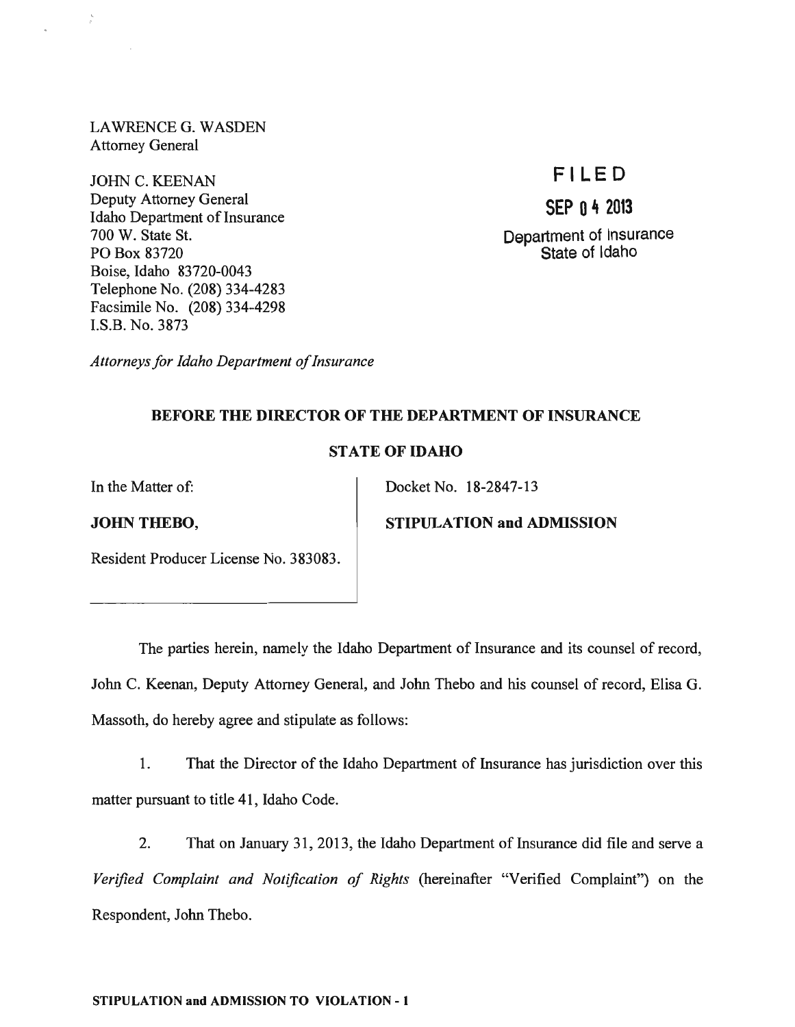LAWRENCE G. WASDEN
Attorney General

JOHN C. KEENAN
Deputy Attorney General
Idaho Department of Insurance
700 W. State St.
PO Box 83720
Boise, Idaho 83720-0043
Telephone No. (208) 334-4283
Facsimile No. (208) 334-4298
I.S.B. No. 3873

FILED
SEP 04 2013
Department of Insurance
State of Idaho

*Attorneys for Idaho Department of Insurance*

**BEFORE THE DIRECTOR OF THE DEPARTMENT OF INSURANCE**

**STATE OF IDAHO**

In the Matter of:

**JOHN THEBO,**

Resident Producer License No. 383083.

Docket No. 18-2847-13

**STIPULATION and ADMISSION**

The parties herein, namely the Idaho Department of Insurance and its counsel of record, John C. Keenan, Deputy Attorney General, and John Thebo and his counsel of record, Elisa G. Massoth, do hereby agree and stipulate as follows:

1. That the Director of the Idaho Department of Insurance has jurisdiction over this matter pursuant to title 41, Idaho Code.

2. That on January 31, 2013, the Idaho Department of Insurance did file and serve a *Verified Complaint and Notification of Rights* (hereinafter "Verified Complaint") on the Respondent, John Thebo.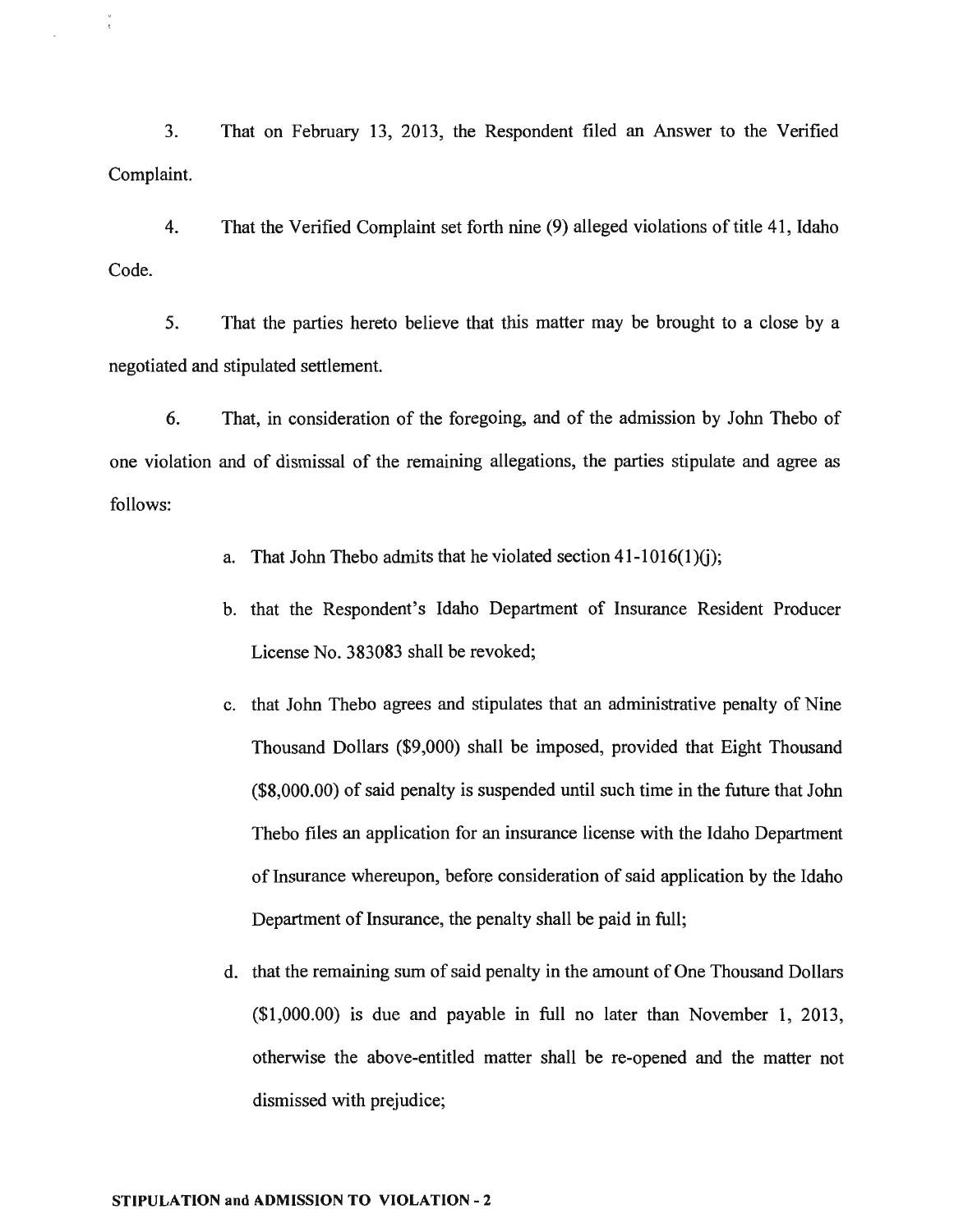3. That on February 13, 2013, the Respondent filed an Answer to the Verified Complaint.

4. That the Verified Complaint set forth nine (9) alleged violations of title 41, Idaho Code.

5. That the parties hereto believe that this matter may be brought to a close by a negotiated and stipulated settlement.

6. That, in consideration of the foregoing, and of the admission by John Thebo of one violation and of dismissal of the remaining allegations, the parties stipulate and agree as follows:

   a. That John Thebo admits that he violated section 41-1016(1)(j);

   b. that the Respondent's Idaho Department of Insurance Resident Producer License No. 383083 shall be revoked;

   c. that John Thebo agrees and stipulates that an administrative penalty of Nine Thousand Dollars ($9,000) shall be imposed, provided that Eight Thousand ($8,000.00) of said penalty is suspended until such time in the future that John Thebo files an application for an insurance license with the Idaho Department of Insurance whereupon, before consideration of said application by the Idaho Department of Insurance, the penalty shall be paid in full;

   d. that the remaining sum of said penalty in the amount of One Thousand Dollars ($1,000.00) is due and payable in full no later than November 1, 2013, otherwise the above-entitled matter shall be re-opened and the matter not dismissed with prejudice;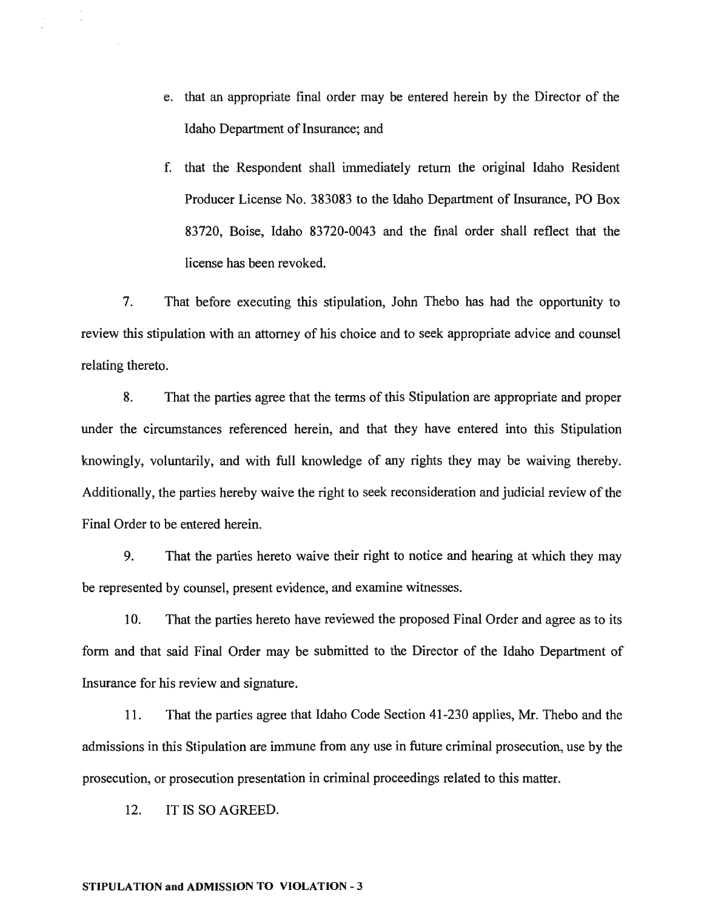e. that an appropriate final order may be entered herein by the Director of the Idaho Department of Insurance; and

f. that the Respondent shall immediately return the original Idaho Resident Producer License No. 383083 to the Idaho Department of Insurance, PO Box 83720, Boise, Idaho 83720-0043 and the final order shall reflect that the license has been revoked.

7. That before executing this stipulation, John Thebo has had the opportunity to review this stipulation with an attorney of his choice and to seek appropriate advice and counsel relating thereto.

8. That the parties agree that the terms of this Stipulation are appropriate and proper under the circumstances referenced herein, and that they have entered into this Stipulation knowingly, voluntarily, and with full knowledge of any rights they may be waiving thereby. Additionally, the parties hereby waive the right to seek reconsideration and judicial review of the Final Order to be entered herein.

9. That the parties hereto waive their right to notice and hearing at which they may be represented by counsel, present evidence, and examine witnesses.

10. That the parties hereto have reviewed the proposed Final Order and agree as to its form and that said Final Order may be submitted to the Director of the Idaho Department of Insurance for his review and signature.

11. That the parties agree that Idaho Code Section 41-230 applies, Mr. Thebo and the admissions in this Stipulation are immune from any use in future criminal prosecution, use by the prosecution, or prosecution presentation in criminal proceedings related to this matter.

12. IT IS SO AGREED.

**STIPULATION and ADMISSION TO VIOLATION - 3**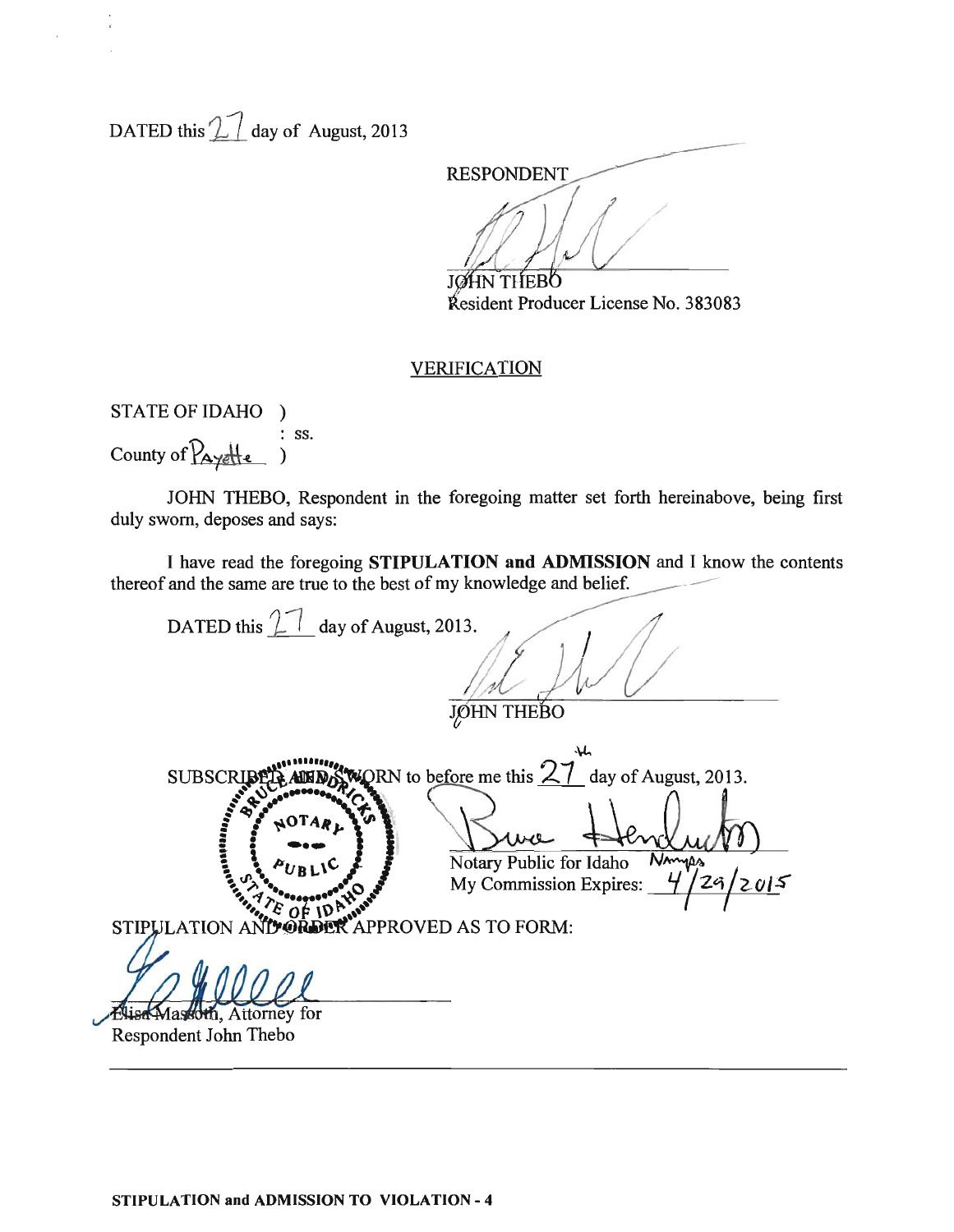DATED this 27 day of August, 2013

RESPONDENT

JOHN THEBO
Resident Producer License No. 383083

## VERIFICATION

STATE OF IDAHO )
: ss.
County of Payette )

JOHN THEBO, Respondent in the foregoing matter set forth hereinabove, being first duly sworn, deposes and says:

I have read the foregoing **STIPULATION and ADMISSION** and I know the contents thereof and the same are true to the best of my knowledge and belief.

DATED this 27 day of August, 2013.

JOHN THEBO

SUBSCRIBED AND SWORN to before me this 27th day of August, 2013.

BRUCE HENDRICKS
NOTARY PUBLIC
STATE OF IDAHO

Notary Public for Idaho Nampa
My Commission Expires: 4/29/2015

STIPULATION AND ORDER APPROVED AS TO FORM:

Elisa Massoth, Attorney for
Respondent John Thebo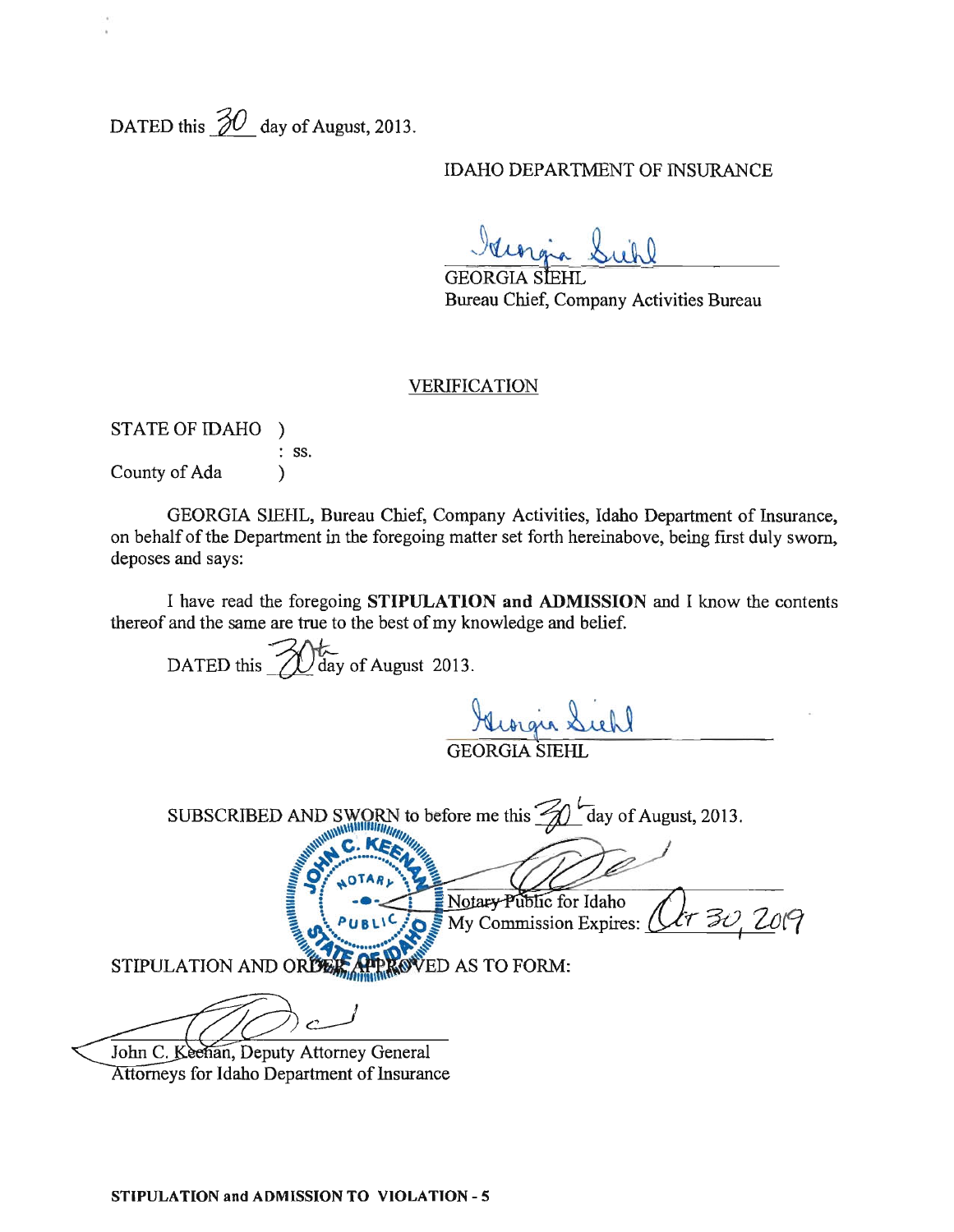DATED this 30 day of August, 2013.

IDAHO DEPARTMENT OF INSURANCE

GEORGIA SIEHL
Bureau Chief, Company Activities Bureau

VERIFICATION

STATE OF IDAHO )
: ss.
County of Ada )

GEORGIA SIEHL, Bureau Chief, Company Activities, Idaho Department of Insurance, on behalf of the Department in the foregoing matter set forth hereinabove, being first duly sworn, deposes and says:

I have read the foregoing **STIPULATION and ADMISSION** and I know the contents thereof and the same are true to the best of my knowledge and belief.

DATED this 30th day of August 2013.

GEORGIA SIEHL

SUBSCRIBED AND SWORN to before me this 30th day of August, 2013.

Notary Public for Idaho
My Commission Expires: Oct 30, 2019

STIPULATION AND ORDER APPROVED AS TO FORM:

John C. Keenan, Deputy Attorney General
Attorneys for Idaho Department of Insurance

**STIPULATION and ADMISSION TO VIOLATION - 5**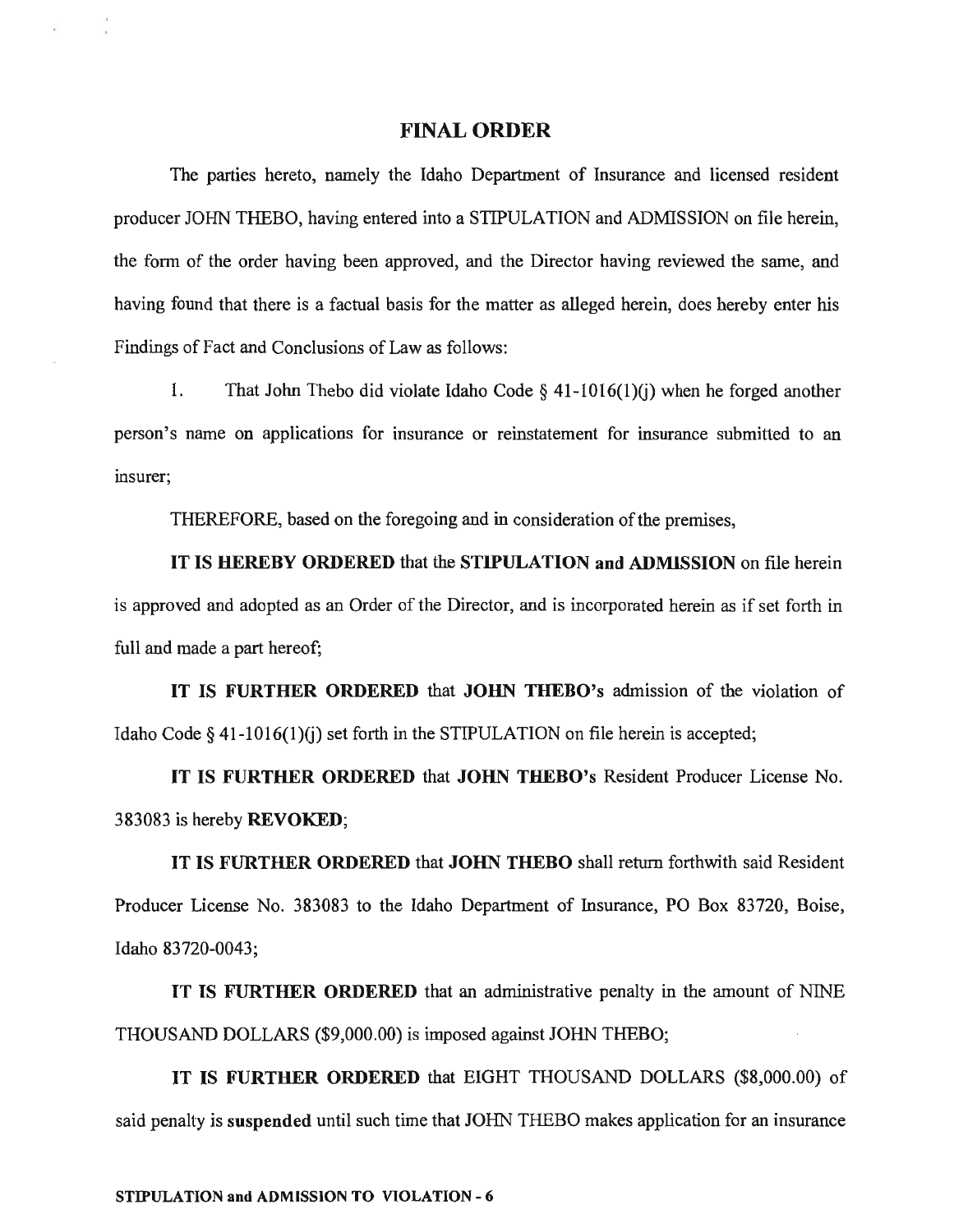## FINAL ORDER

The parties hereto, namely the Idaho Department of Insurance and licensed resident producer JOHN THEBO, having entered into a STIPULATION and ADMISSION on file herein, the form of the order having been approved, and the Director having reviewed the same, and having found that there is a factual basis for the matter as alleged herein, does hereby enter his Findings of Fact and Conclusions of Law as follows:

1. That John Thebo did violate Idaho Code § 41-1016(1)(j) when he forged another person's name on applications for insurance or reinstatement for insurance submitted to an insurer;

THEREFORE, based on the foregoing and in consideration of the premises,

**IT IS HEREBY ORDERED** that the **STIPULATION and ADMISSION** on file herein is approved and adopted as an Order of the Director, and is incorporated herein as if set forth in full and made a part hereof;

**IT IS FURTHER ORDERED** that **JOHN THEBO's** admission of the violation of Idaho Code § 41-1016(1)(j) set forth in the STIPULATION on file herein is accepted;

**IT IS FURTHER ORDERED** that **JOHN THEBO's** Resident Producer License No. 383083 is hereby **REVOKED**;

**IT IS FURTHER ORDERED** that **JOHN THEBO** shall return forthwith said Resident Producer License No. 383083 to the Idaho Department of Insurance, PO Box 83720, Boise, Idaho 83720-0043;

**IT IS FURTHER ORDERED** that an administrative penalty in the amount of NINE THOUSAND DOLLARS ($9,000.00) is imposed against JOHN THEBO;

**IT IS FURTHER ORDERED** that EIGHT THOUSAND DOLLARS ($8,000.00) of said penalty is **suspended** until such time that JOHN THEBO makes application for an insurance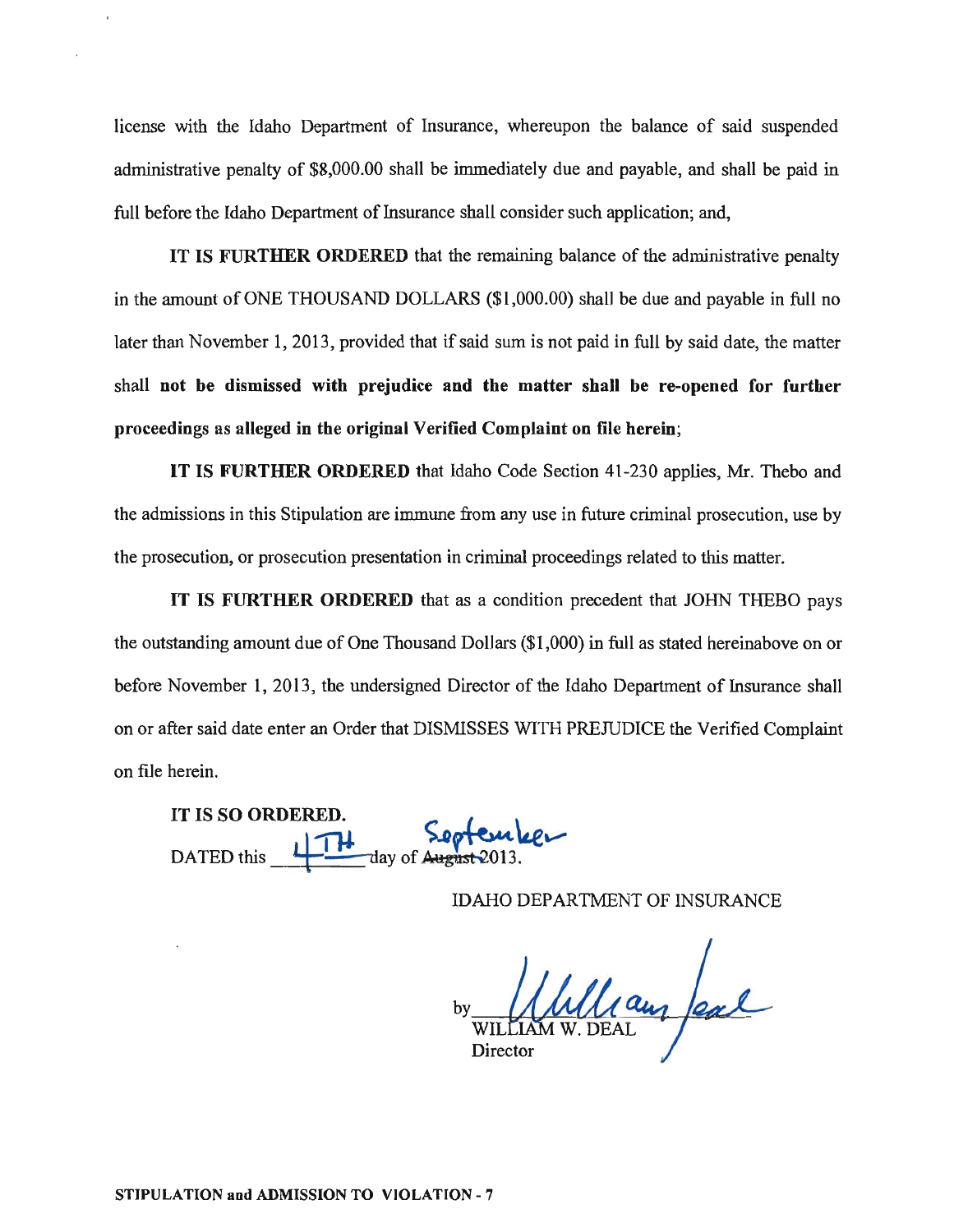license with the Idaho Department of Insurance, whereupon the balance of said suspended administrative penalty of $8,000.00 shall be immediately due and payable, and shall be paid in full before the Idaho Department of Insurance shall consider such application; and,

**IT IS FURTHER ORDERED** that the remaining balance of the administrative penalty in the amount of ONE THOUSAND DOLLARS ($1,000.00) shall be due and payable in full no later than November 1, 2013, provided that if said sum is not paid in full by said date, the matter shall **not be dismissed with prejudice and the matter shall be re-opened for further proceedings as alleged in the original Verified Complaint on file herein**;

**IT IS FURTHER ORDERED** that Idaho Code Section 41-230 applies, Mr. Thebo and the admissions in this Stipulation are immune from any use in future criminal prosecution, use by the prosecution, or prosecution presentation in criminal proceedings related to this matter.

**IT IS FURTHER ORDERED** that as a condition precedent that JOHN THEBO pays the outstanding amount due of One Thousand Dollars ($1,000) in full as stated hereinabove on or before November 1, 2013, the undersigned Director of the Idaho Department of Insurance shall on or after said date enter an Order that DISMISSES WITH PREJUDICE the Verified Complaint on file herein.

**IT IS SO ORDERED.**

DATED this 4TH day of ~~August~~ September 2013.

IDAHO DEPARTMENT OF INSURANCE

by William Deal
WILLIAM W. DEAL
Director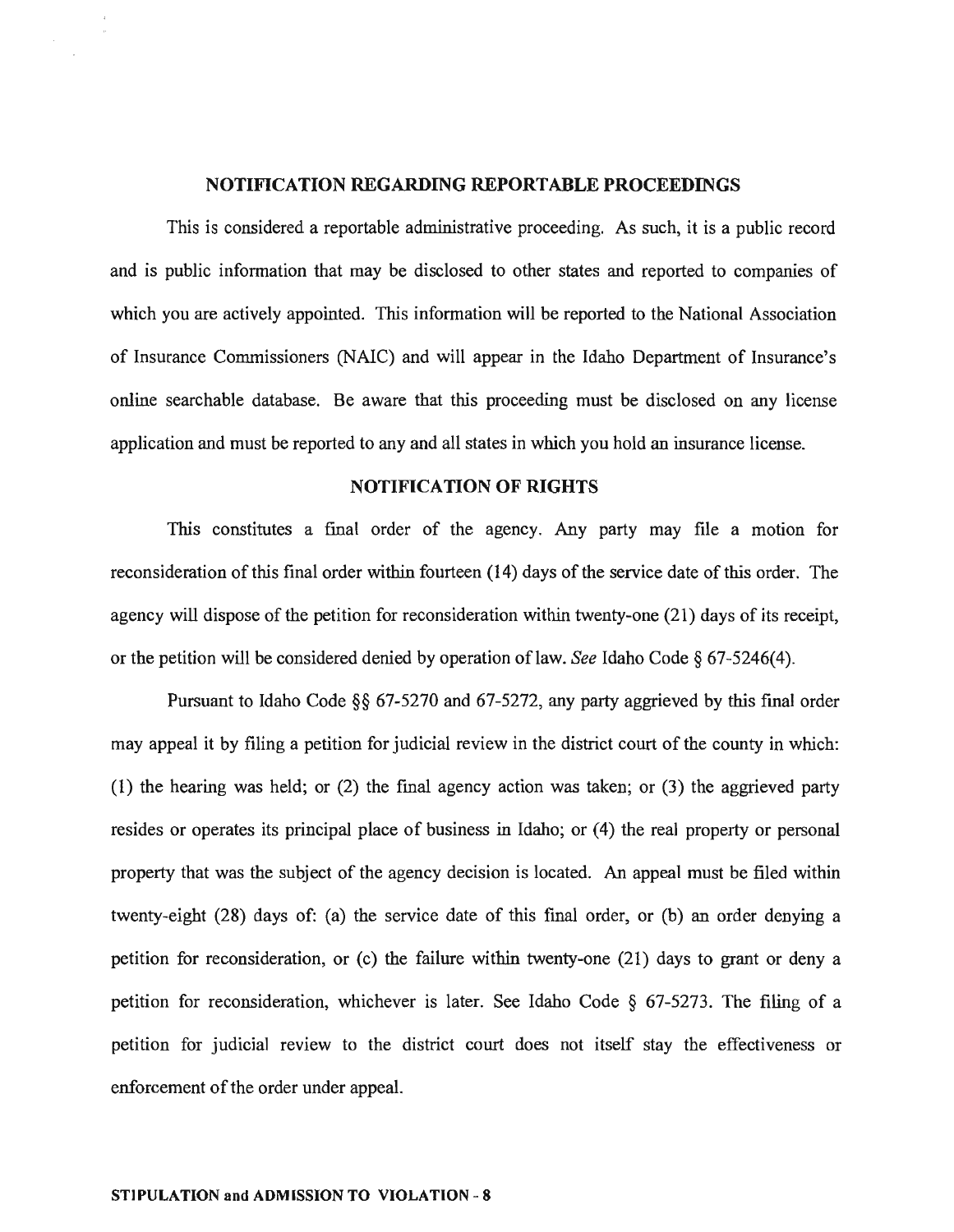## NOTIFICATION REGARDING REPORTABLE PROCEEDINGS

This is considered a reportable administrative proceeding. As such, it is a public record and is public information that may be disclosed to other states and reported to companies of which you are actively appointed. This information will be reported to the National Association of Insurance Commissioners (NAIC) and will appear in the Idaho Department of Insurance's online searchable database. Be aware that this proceeding must be disclosed on any license application and must be reported to any and all states in which you hold an insurance license.

## NOTIFICATION OF RIGHTS

This constitutes a final order of the agency. Any party may file a motion for reconsideration of this final order within fourteen (14) days of the service date of this order. The agency will dispose of the petition for reconsideration within twenty-one (21) days of its receipt, or the petition will be considered denied by operation of law. *See* Idaho Code § 67-5246(4).

Pursuant to Idaho Code §§ 67-5270 and 67-5272, any party aggrieved by this final order may appeal it by filing a petition for judicial review in the district court of the county in which: (1) the hearing was held; or (2) the final agency action was taken; or (3) the aggrieved party resides or operates its principal place of business in Idaho; or (4) the real property or personal property that was the subject of the agency decision is located. An appeal must be filed within twenty-eight (28) days of: (a) the service date of this final order, or (b) an order denying a petition for reconsideration, or (c) the failure within twenty-one (21) days to grant or deny a petition for reconsideration, whichever is later. See Idaho Code § 67-5273. The filing of a petition for judicial review to the district court does not itself stay the effectiveness or enforcement of the order under appeal.

**STIPULATION and ADMISSION TO VIOLATION - 8**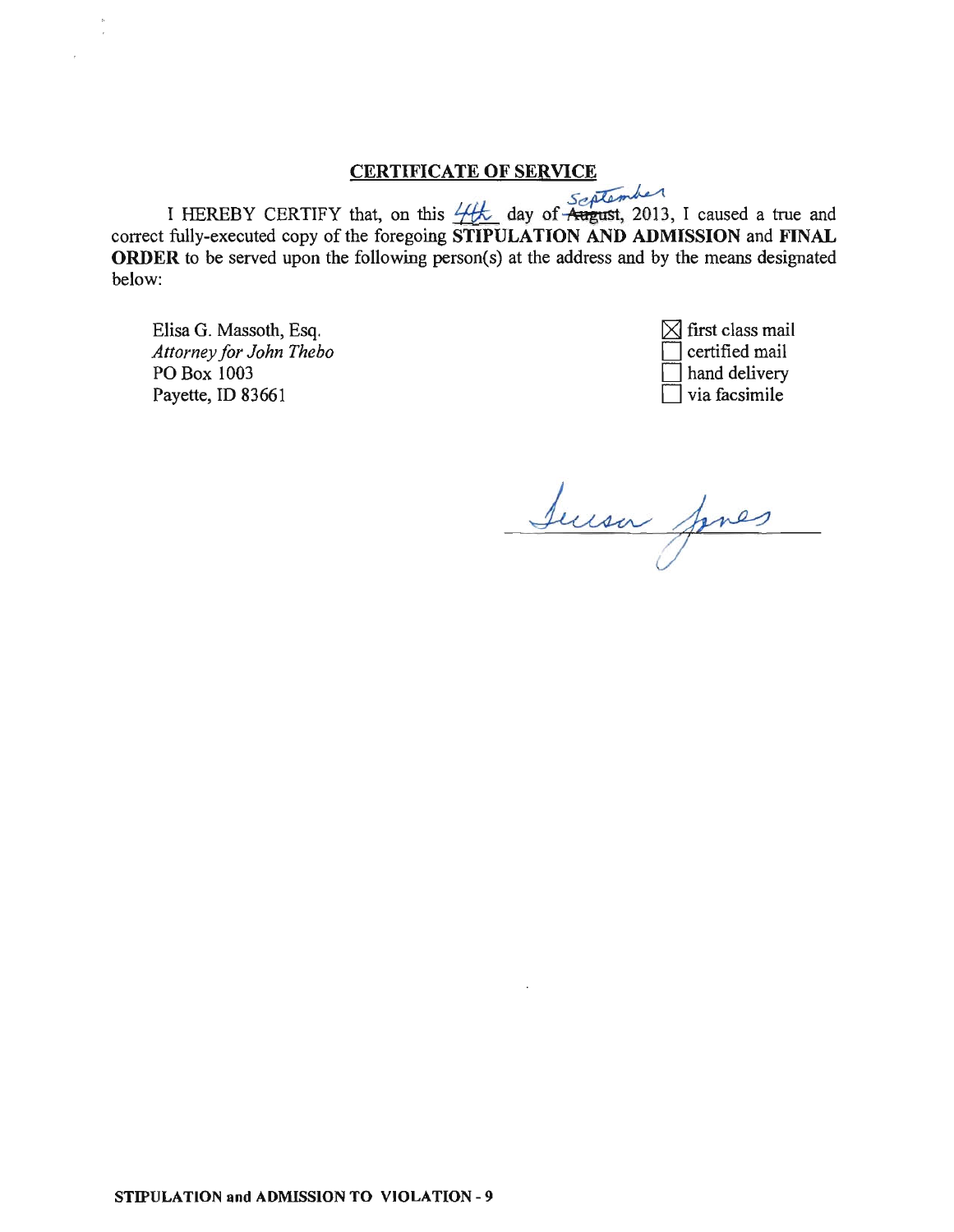## CERTIFICATE OF SERVICE

I HEREBY CERTIFY that, on this 4th day of ~~August~~ September, 2013, I caused a true and correct fully-executed copy of the foregoing **STIPULATION AND ADMISSION** and **FINAL ORDER** to be served upon the following person(s) at the address and by the means designated below:

Elisa G. Massoth, Esq.
*Attorney for John Thebo*
PO Box 1003
Payette, ID 83661

☒ first class mail
☐ certified mail
☐ hand delivery
☐ via facsimile

Susan Jones

**STIPULATION and ADMISSION TO VIOLATION - 9**